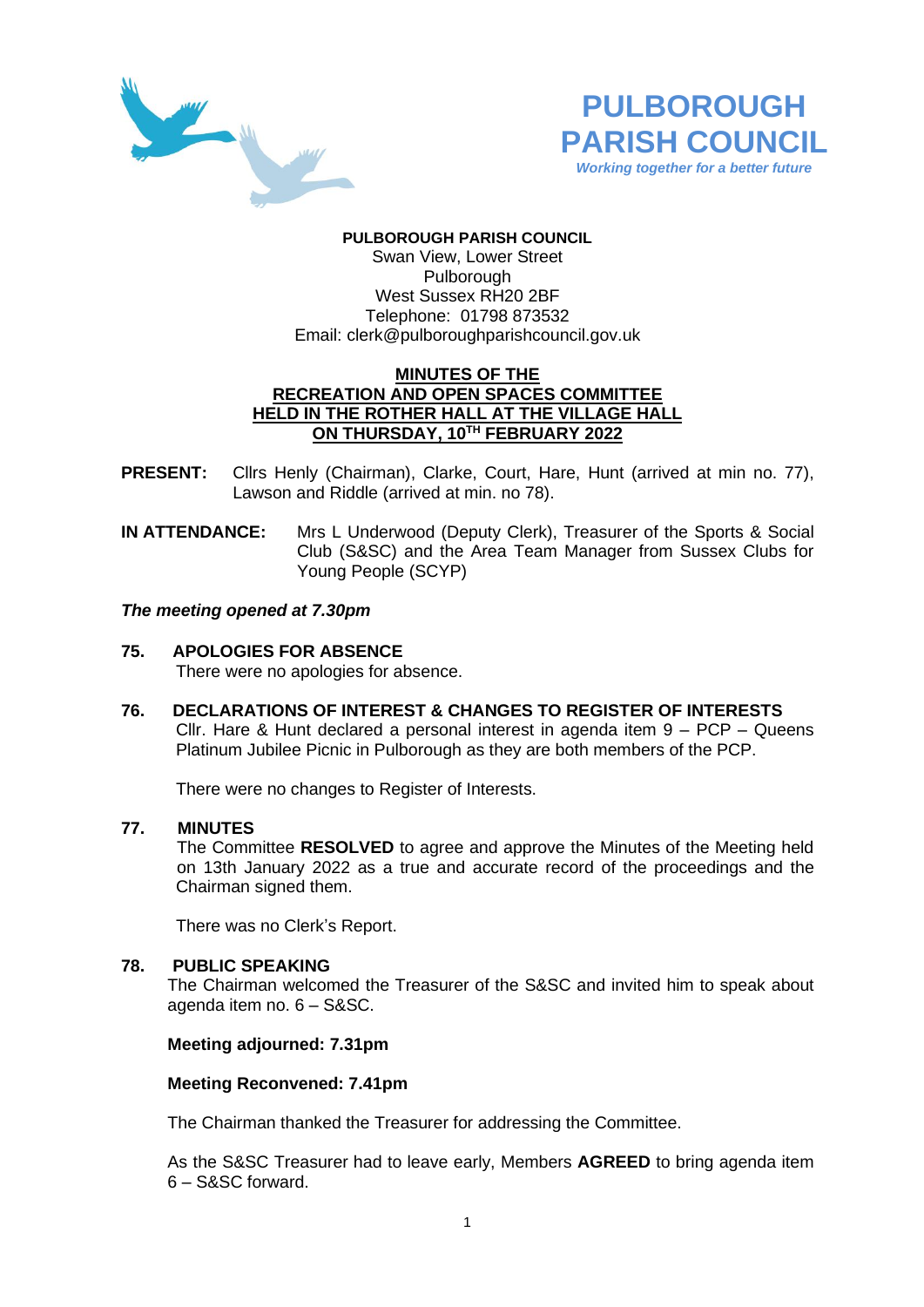# PULBOROUGH PARISH COUNCIL

*Working together for a better future*

**PULBOROUGH PARISH COUNCIL**
Swan View, Lower Street
Pulborough
West Sussex RH20 2BF
Telephone: 01798 873532
Email: clerk@pulboroughparishcouncil.gov.uk

## MINUTES OF THE RECREATION AND OPEN SPACES COMMITTEE HELD IN THE ROTHER HALL AT THE VILLAGE HALL ON THURSDAY, 10TH FEBRUARY 2022

**PRESENT:** Cllrs Henly (Chairman), Clarke, Court, Hare, Hunt (arrived at min no. 77), Lawson and Riddle (arrived at min. no 78).

**IN ATTENDANCE:** Mrs L Underwood (Deputy Clerk), Treasurer of the Sports & Social Club (S&SC) and the Area Team Manager from Sussex Clubs for Young People (SCYP)

***The meeting opened at 7.30pm***

### 75. APOLOGIES FOR ABSENCE

There were no apologies for absence.

### 76. DECLARATIONS OF INTEREST & CHANGES TO REGISTER OF INTERESTS

Cllr. Hare & Hunt declared a personal interest in agenda item 9 – PCP – Queens Platinum Jubilee Picnic in Pulborough as they are both members of the PCP.

There were no changes to Register of Interests.

### 77. MINUTES

The Committee **RESOLVED** to agree and approve the Minutes of the Meeting held on 13th January 2022 as a true and accurate record of the proceedings and the Chairman signed them.

There was no Clerk's Report.

### 78. PUBLIC SPEAKING

The Chairman welcomed the Treasurer of the S&SC and invited him to speak about agenda item no. 6 – S&SC.

**Meeting adjourned: 7.31pm**

**Meeting Reconvened: 7.41pm**

The Chairman thanked the Treasurer for addressing the Committee.

As the S&SC Treasurer had to leave early, Members **AGREED** to bring agenda item 6 – S&SC forward.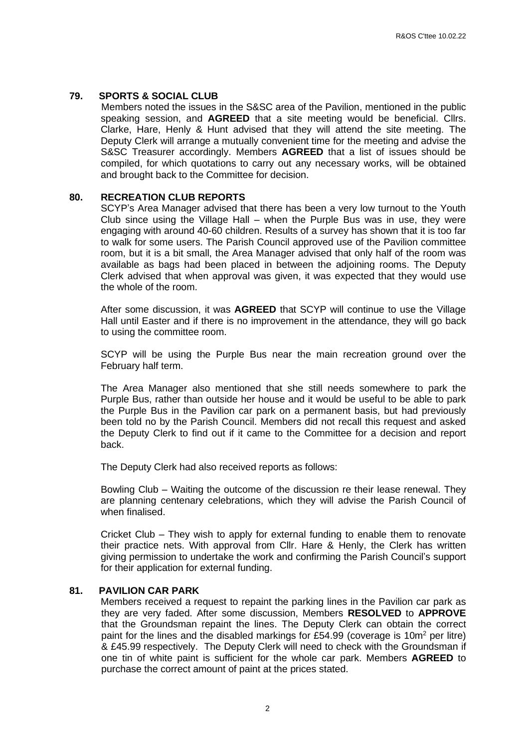## 79. SPORTS & SOCIAL CLUB

Members noted the issues in the S&SC area of the Pavilion, mentioned in the public speaking session, and **AGREED** that a site meeting would be beneficial. Cllrs. Clarke, Hare, Henly & Hunt advised that they will attend the site meeting. The Deputy Clerk will arrange a mutually convenient time for the meeting and advise the S&SC Treasurer accordingly. Members **AGREED** that a list of issues should be compiled, for which quotations to carry out any necessary works, will be obtained and brought back to the Committee for decision.

## 80. RECREATION CLUB REPORTS

SCYP's Area Manager advised that there has been a very low turnout to the Youth Club since using the Village Hall – when the Purple Bus was in use, they were engaging with around 40-60 children. Results of a survey has shown that it is too far to walk for some users. The Parish Council approved use of the Pavilion committee room, but it is a bit small, the Area Manager advised that only half of the room was available as bags had been placed in between the adjoining rooms. The Deputy Clerk advised that when approval was given, it was expected that they would use the whole of the room.

After some discussion, it was **AGREED** that SCYP will continue to use the Village Hall until Easter and if there is no improvement in the attendance, they will go back to using the committee room.

SCYP will be using the Purple Bus near the main recreation ground over the February half term.

The Area Manager also mentioned that she still needs somewhere to park the Purple Bus, rather than outside her house and it would be useful to be able to park the Purple Bus in the Pavilion car park on a permanent basis, but had previously been told no by the Parish Council. Members did not recall this request and asked the Deputy Clerk to find out if it came to the Committee for a decision and report back.

The Deputy Clerk had also received reports as follows:

Bowling Club – Waiting the outcome of the discussion re their lease renewal. They are planning centenary celebrations, which they will advise the Parish Council of when finalised.

Cricket Club – They wish to apply for external funding to enable them to renovate their practice nets. With approval from Cllr. Hare & Henly, the Clerk has written giving permission to undertake the work and confirming the Parish Council's support for their application for external funding.

## 81. PAVILION CAR PARK

Members received a request to repaint the parking lines in the Pavilion car park as they are very faded. After some discussion, Members **RESOLVED** to **APPROVE** that the Groundsman repaint the lines. The Deputy Clerk can obtain the correct paint for the lines and the disabled markings for £54.99 (coverage is 10m$^2$ per litre) & £45.99 respectively. The Deputy Clerk will need to check with the Groundsman if one tin of white paint is sufficient for the whole car park. Members **AGREED** to purchase the correct amount of paint at the prices stated.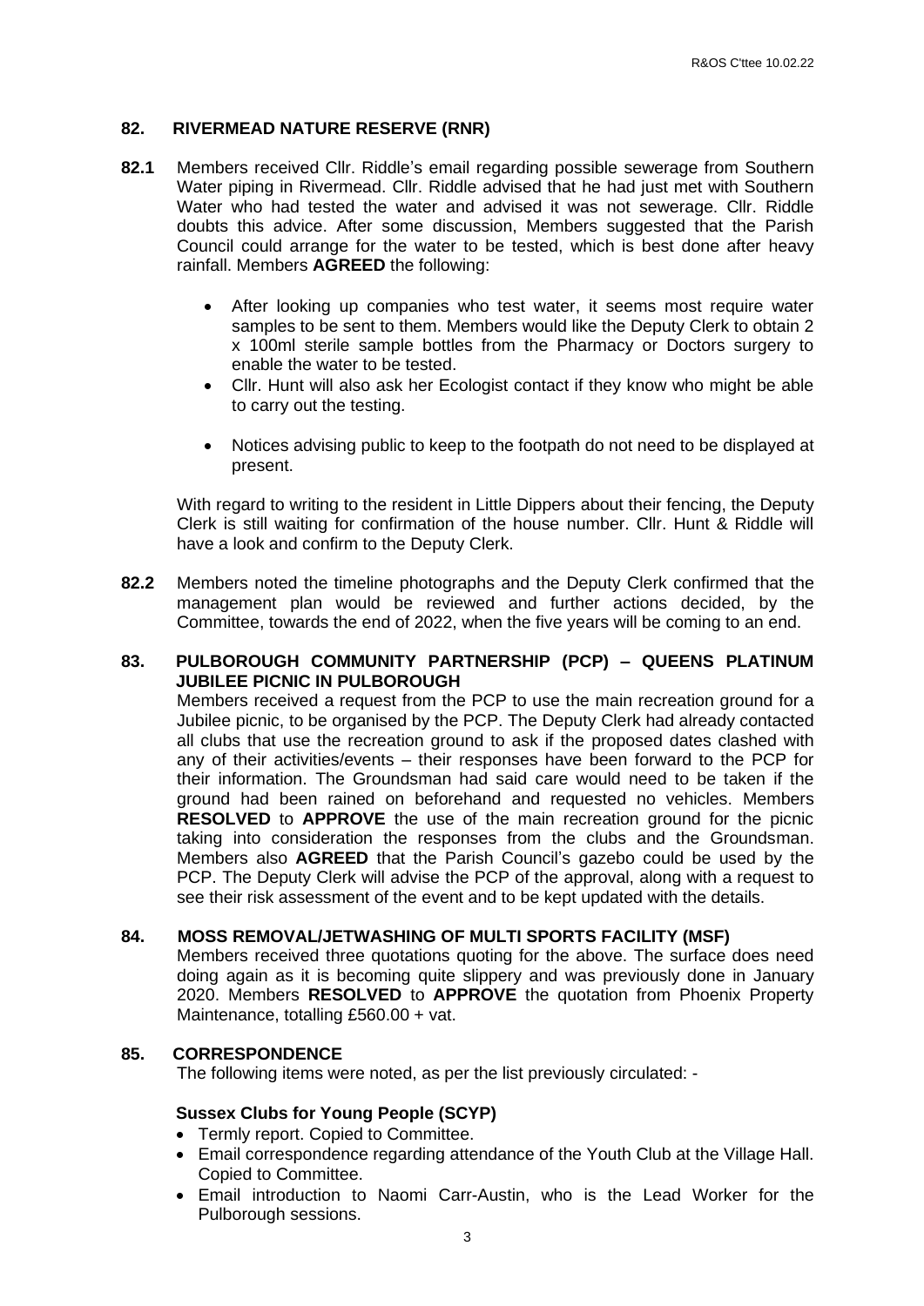## 82. RIVERMEAD NATURE RESERVE (RNR)

**82.1** Members received Cllr. Riddle's email regarding possible sewerage from Southern Water piping in Rivermead. Cllr. Riddle advised that he had just met with Southern Water who had tested the water and advised it was not sewerage. Cllr. Riddle doubts this advice. After some discussion, Members suggested that the Parish Council could arrange for the water to be tested, which is best done after heavy rainfall. Members **AGREED** the following:

- After looking up companies who test water, it seems most require water samples to be sent to them. Members would like the Deputy Clerk to obtain 2 x 100ml sterile sample bottles from the Pharmacy or Doctors surgery to enable the water to be tested.
- Cllr. Hunt will also ask her Ecologist contact if they know who might be able to carry out the testing.
- Notices advising public to keep to the footpath do not need to be displayed at present.

With regard to writing to the resident in Little Dippers about their fencing, the Deputy Clerk is still waiting for confirmation of the house number. Cllr. Hunt & Riddle will have a look and confirm to the Deputy Clerk.

**82.2** Members noted the timeline photographs and the Deputy Clerk confirmed that the management plan would be reviewed and further actions decided, by the Committee, towards the end of 2022, when the five years will be coming to an end.

## 83. PULBOROUGH COMMUNITY PARTNERSHIP (PCP) – QUEENS PLATINUM JUBILEE PICNIC IN PULBOROUGH

Members received a request from the PCP to use the main recreation ground for a Jubilee picnic, to be organised by the PCP. The Deputy Clerk had already contacted all clubs that use the recreation ground to ask if the proposed dates clashed with any of their activities/events – their responses have been forward to the PCP for their information. The Groundsman had said care would need to be taken if the ground had been rained on beforehand and requested no vehicles. Members **RESOLVED** to **APPROVE** the use of the main recreation ground for the picnic taking into consideration the responses from the clubs and the Groundsman. Members also **AGREED** that the Parish Council's gazebo could be used by the PCP. The Deputy Clerk will advise the PCP of the approval, along with a request to see their risk assessment of the event and to be kept updated with the details.

## 84. MOSS REMOVAL/JETWASHING OF MULTI SPORTS FACILITY (MSF)

Members received three quotations quoting for the above. The surface does need doing again as it is becoming quite slippery and was previously done in January 2020. Members **RESOLVED** to **APPROVE** the quotation from Phoenix Property Maintenance, totalling £560.00 + vat.

## 85. CORRESPONDENCE

The following items were noted, as per the list previously circulated: -

### Sussex Clubs for Young People (SCYP)

- Termly report. Copied to Committee.
- Email correspondence regarding attendance of the Youth Club at the Village Hall. Copied to Committee.
- Email introduction to Naomi Carr-Austin, who is the Lead Worker for the Pulborough sessions.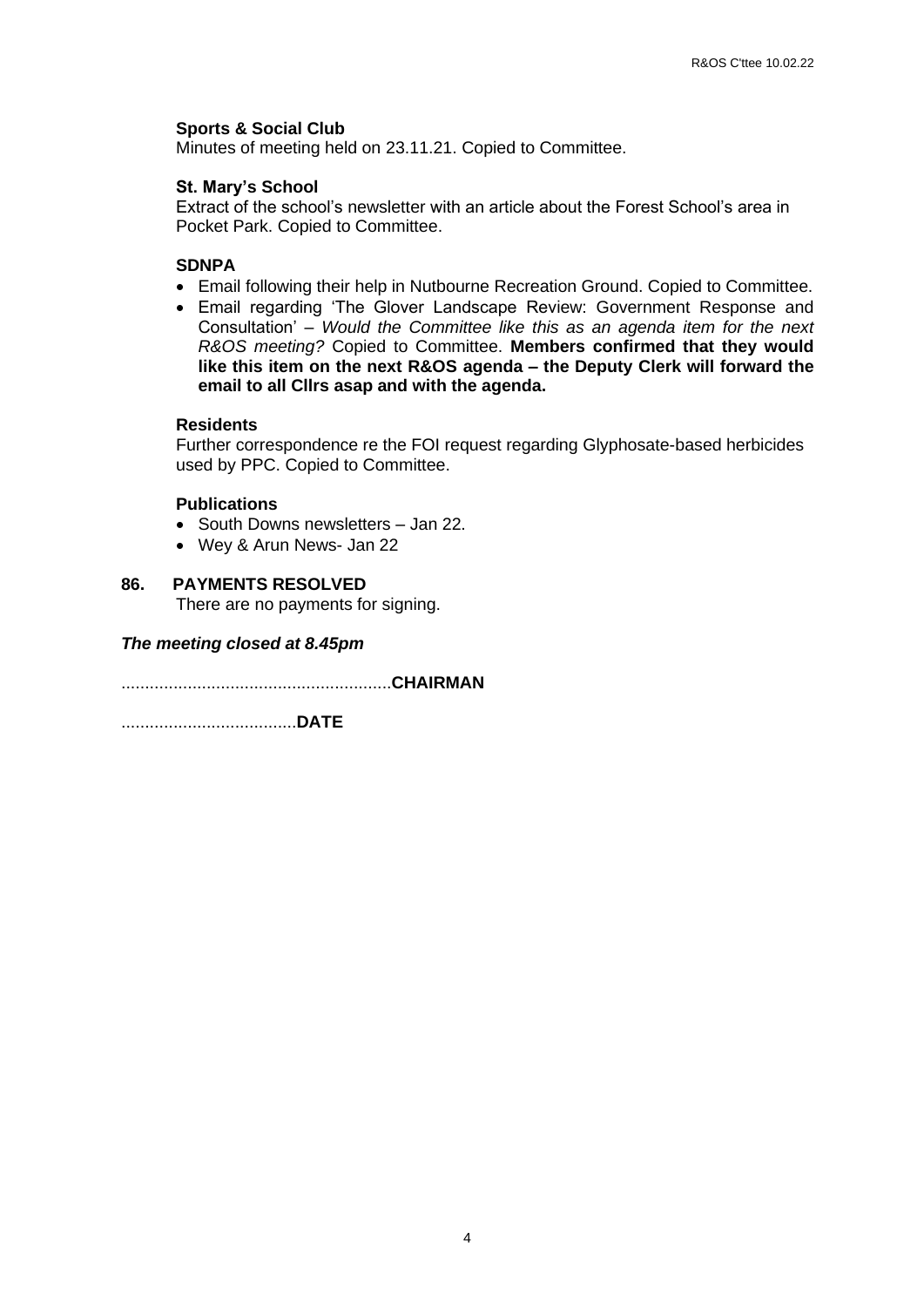**Sports & Social Club**
Minutes of meeting held on 23.11.21. Copied to Committee.

**St. Mary's School**
Extract of the school's newsletter with an article about the Forest School's area in Pocket Park. Copied to Committee.

**SDNPA**

- Email following their help in Nutbourne Recreation Ground. Copied to Committee.
- Email regarding 'The Glover Landscape Review: Government Response and Consultation' – *Would the Committee like this as an agenda item for the next R&OS meeting?* Copied to Committee. **Members confirmed that they would like this item on the next R&OS agenda – the Deputy Clerk will forward the email to all Cllrs asap and with the agenda.**

**Residents**
Further correspondence re the FOI request regarding Glyphosate-based herbicides used by PPC. Copied to Committee.

**Publications**

- South Downs newsletters – Jan 22.
- Wey & Arun News- Jan 22

## 86. PAYMENTS RESOLVED

There are no payments for signing.

***The meeting closed at 8.45pm***

.........................................................**CHAIRMAN**

.....................................**DATE**